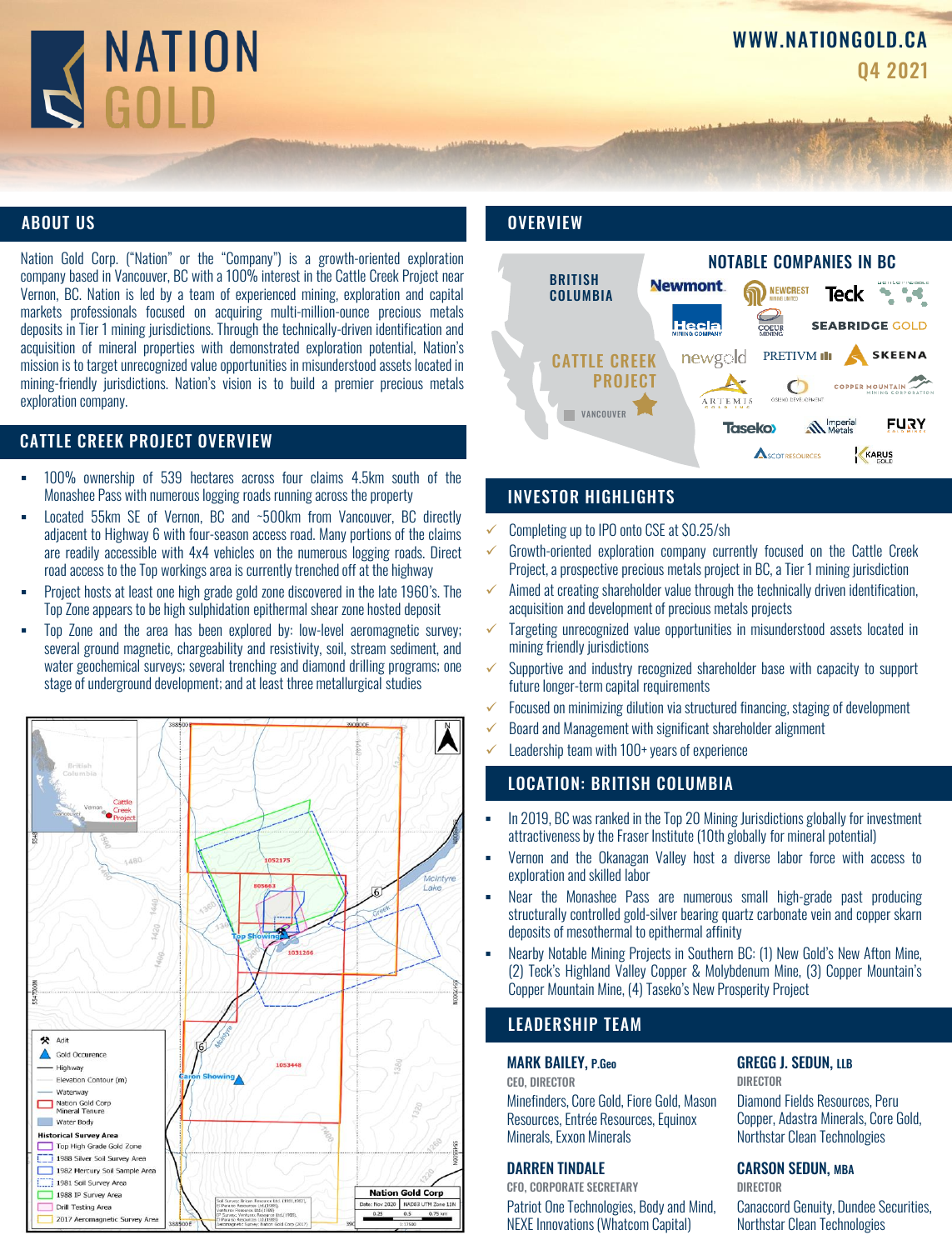# NATION GOLD

WWW.NATIONGOLD.CA

Q4 2021

## ABOUT US

Nation Gold Corp. ("Nation" or the "Company") is a growth-oriented exploration company based in Vancouver, BC with a 100% interest in the Cattle Creek Project near Vernon, BC. Nation is led by a team of experienced mining, exploration and capital markets professionals focused on acquiring multi-million-ounce precious metals deposits in Tier 1 mining jurisdictions. Through the technically-driven identification and acquisition of mineral properties with demonstrated exploration potential, Nation's mission is to target unrecognized value opportunities in misunderstood assets located in mining-friendly jurisdictions. Nation's vision is to build a premier precious metals exploration company.

## CATTLE CREEK PROJECT OVERVIEW

- 100% ownership of 539 hectares across four claims 4.5km south of the Monashee Pass with numerous logging roads running across the property
- Located 55km SE of Vernon, BC and ~500km from Vancouver, BC directly adjacent to Highway 6 with four-season access road. Many portions of the claims are readily accessible with 4x4 vehicles on the numerous logging roads. Direct road access to the Top workings area is currently trenched off at the highway
- Project hosts at least one high grade gold zone discovered in the late 1960's. The Top Zone appears to be high sulphidation epithermal shear zone hosted deposit
- Top Zone and the area has been explored by: low-level aeromagnetic survey; several ground magnetic, chargeability and resistivity, soil, stream sediment, and water geochemical surveys; several trenching and diamond drilling programs; one stage of underground development; and at least three metallurgical studies

## OVERVIEW

NOTABLE COMPANIES IN BC

## INVESTOR HIGHLIGHTS

- ✓ Completing up to IPO onto CSE at $0.25/sh
- ✓ Growth-oriented exploration company currently focused on the Cattle Creek Project, a prospective precious metals project in BC, a Tier 1 mining jurisdiction
- ✓ Aimed at creating shareholder value through the technically driven identification, acquisition and development of precious metals projects
- ✓ Targeting unrecognized value opportunities in misunderstood assets located in mining friendly jurisdictions
- ✓ Supportive and industry recognized shareholder base with capacity to support future longer-term capital requirements
- ✓ Focused on minimizing dilution via structured financing, staging of development
- ✓ Board and Management with significant shareholder alignment
- ✓ Leadership team with 100+ years of experience

## LOCATION: BRITISH COLUMBIA

- In 2019, BC was ranked in the Top 20 Mining Jurisdictions globally for investment attractiveness by the Fraser Institute (10th globally for mineral potential)
- Vernon and the Okanagan Valley host a diverse labor force with access to exploration and skilled labor
- Near the Monashee Pass are numerous small high-grade past producing structurally controlled gold-silver bearing quartz carbonate vein and copper skarn deposits of mesothermal to epithermal affinity
- Nearby Notable Mining Projects in Southern BC: (1) New Gold's New Afton Mine, (2) Teck's Highland Valley Copper & Molybdenum Mine, (3) Copper Mountain's Copper Mountain Mine, (4) Taseko's New Prosperity Project

## LEADERSHIP TEAM

**MARK BAILEY, P.Geo**
CEO, DIRECTOR
Minefinders, Core Gold, Fiore Gold, Mason Resources, Entrée Resources, Equinox Minerals, Exxon Minerals

**GREGG J. SEDUN, LLB**
DIRECTOR
Diamond Fields Resources, Peru Copper, Adastra Minerals, Core Gold, Northstar Clean Technologies

**DARREN TINDALE**
CFO, CORPORATE SECRETARY
Patriot One Technologies, Body and Mind, NEXE Innovations (Whatcom Capital)

**CARSON SEDUN, MBA**
DIRECTOR
Canaccord Genuity, Dundee Securities, Northstar Clean Technologies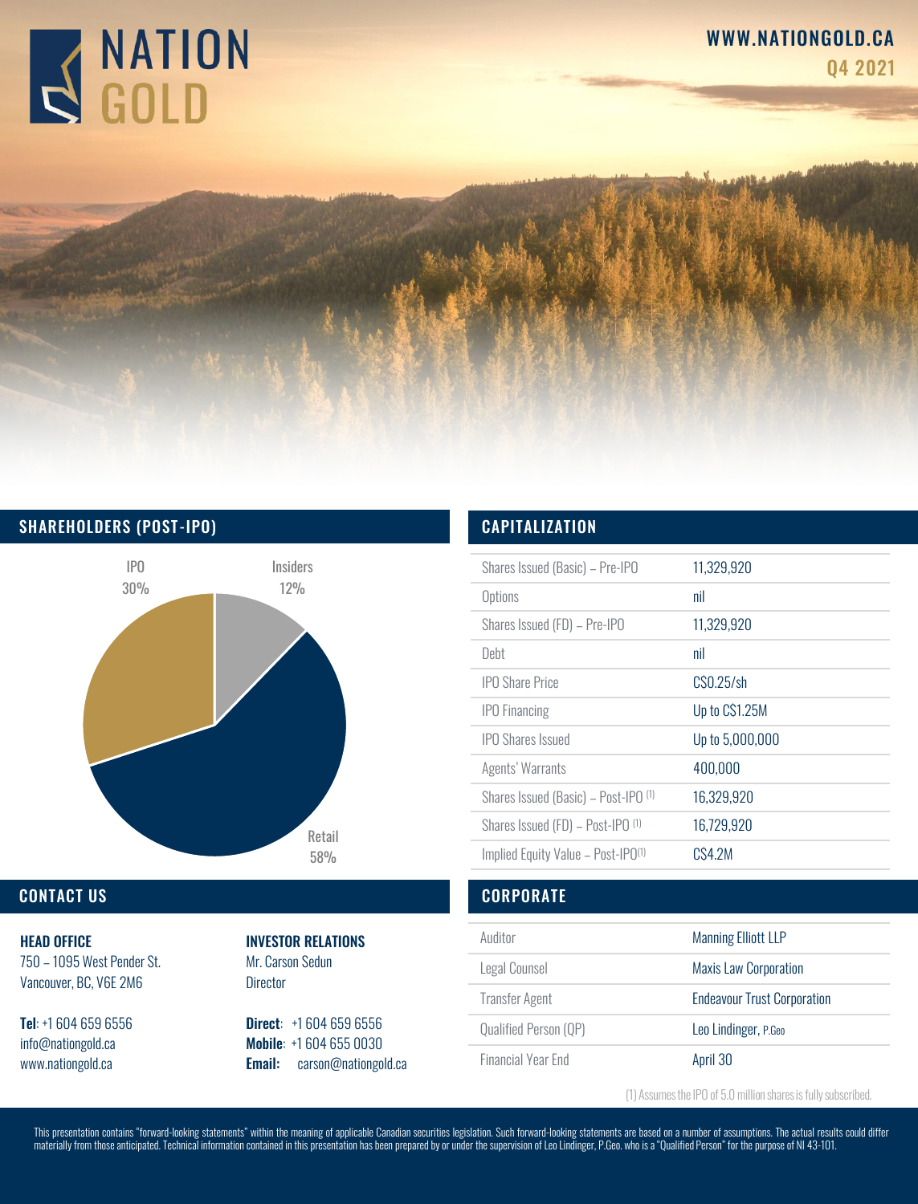# NATION GOLD

WWW.NATIONGOLD.CA
Q4 2021

## SHAREHOLDERS (POST-IPO)

IPO
30%

Insiders
12%

Retail
58%

## CAPITALIZATION

| | |
|---|---|
| Shares Issued (Basic) – Pre-IPO | 11,329,920 |
| Options | nil |
| Shares Issued (FD) – Pre-IPO | 11,329,920 |
| Debt | nil |
| IPO Share Price | C$0.25/sh |
| IPO Financing | Up to C$1.25M |
| IPO Shares Issued | Up to 5,000,000 |
| Agents' Warrants | 400,000 |
| Shares Issued (Basic) – Post-IPO (1) | 16,329,920 |
| Shares Issued (FD) – Post-IPO (1) | 16,729,920 |
| Implied Equity Value – Post-IPO(1) | C$4.2M |

## CONTACT US

**HEAD OFFICE**
750 – 1095 West Pender St.
Vancouver, BC, V6E 2M6

**Tel**: +1 604 659 6556
info@nationgold.ca
www.nationgold.ca

**INVESTOR RELATIONS**
Mr. Carson Sedun
Director

**Direct**: +1 604 659 6556
**Mobile**: +1 604 655 0030
**Email:** carson@nationgold.ca

## CORPORATE

| | |
|---|---|
| Auditor | Manning Elliott LLP |
| Legal Counsel | Maxis Law Corporation |
| Transfer Agent | Endeavour Trust Corporation |
| Qualified Person (QP) | Leo Lindinger, P.Geo |
| Financial Year End | April 30 |

(1) Assumes the IPO of 5.0 million shares is fully subscribed.

This presentation contains "forward-looking statements" within the meaning of applicable Canadian securities legislation. Such forward-looking statements are based on a number of assumptions. The actual results could differ materially from those anticipated. Technical information contained in this presentation has been prepared by or under the supervision of Leo Lindinger, P.Geo. who is a "Qualified Person" for the purpose of NI 43-101.